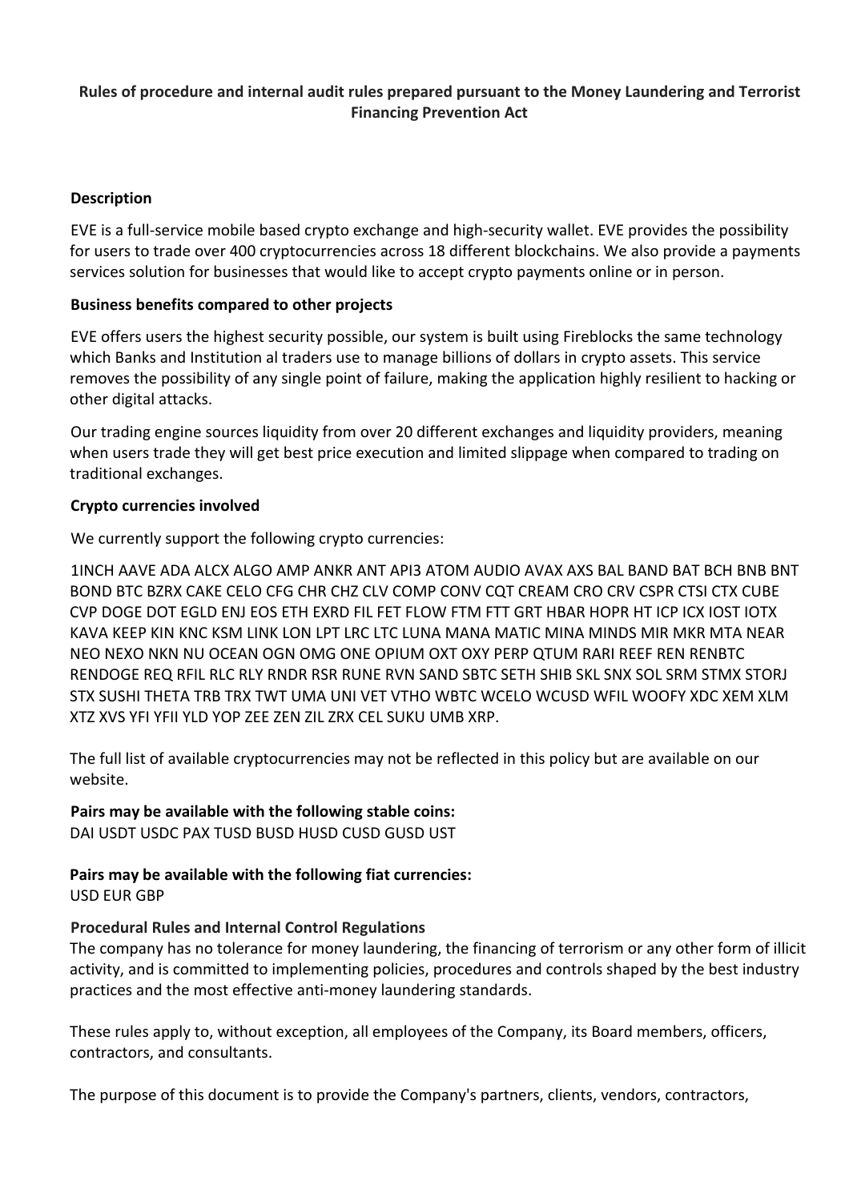**Rules of procedure and internal audit rules prepared pursuant to the Money Laundering and Terrorist Financing Prevention Act**

### Description

EVE is a full-service mobile based crypto exchange and high-security wallet. EVE provides the possibility for users to trade over 400 cryptocurrencies across 18 different blockchains. We also provide a payments services solution for businesses that would like to accept crypto payments online or in person.

### Business benefits compared to other projects

EVE offers users the highest security possible, our system is built using Fireblocks the same technology which Banks and Institution al traders use to manage billions of dollars in crypto assets. This service removes the possibility of any single point of failure, making the application highly resilient to hacking or other digital attacks.

Our trading engine sources liquidity from over 20 different exchanges and liquidity providers, meaning when users trade they will get best price execution and limited slippage when compared to trading on traditional exchanges.

### Crypto currencies involved

We currently support the following crypto currencies:

1INCH AAVE ADA ALCX ALGO AMP ANKR ANT API3 ATOM AUDIO AVAX AXS BAL BAND BAT BCH BNB BNT BOND BTC BZRX CAKE CELO CFG CHR CHZ CLV COMP CONV CQT CREAM CRO CRV CSPR CTSI CTX CUBE CVP DOGE DOT EGLD ENJ EOS ETH EXRD FIL FET FLOW FTM FTT GRT HBAR HOPR HT ICP ICX IOST IOTX KAVA KEEP KIN KNC KSM LINK LON LPT LRC LTC LUNA MANA MATIC MINA MINDS MIR MKR MTA NEAR NEO NEXO NKN NU OCEAN OGN OMG ONE OPIUM OXT OXY PERP QTUM RARI REEF REN RENBTC RENDOGE REQ RFIL RLC RLY RNDR RSR RUNE RVN SAND SBTC SETH SHIB SKL SNX SOL SRM STMX STORJ STX SUSHI THETA TRB TRX TWT UMA UNI VET VTHO WBTC WCELO WCUSD WFIL WOOFY XDC XEM XLM XTZ XVS YFI YFII YLD YOP ZEE ZEN ZIL ZRX CEL SUKU UMB XRP.

The full list of available cryptocurrencies may not be reflected in this policy but are available on our website.

**Pairs may be available with the following stable coins:**
DAI USDT USDC PAX TUSD BUSD HUSD CUSD GUSD UST

**Pairs may be available with the following fiat currencies:**
USD EUR GBP

### Procedural Rules and Internal Control Regulations

The company has no tolerance for money laundering, the financing of terrorism or any other form of illicit activity, and is committed to implementing policies, procedures and controls shaped by the best industry practices and the most effective anti-money laundering standards.

These rules apply to, without exception, all employees of the Company, its Board members, officers, contractors, and consultants.

The purpose of this document is to provide the Company's partners, clients, vendors, contractors,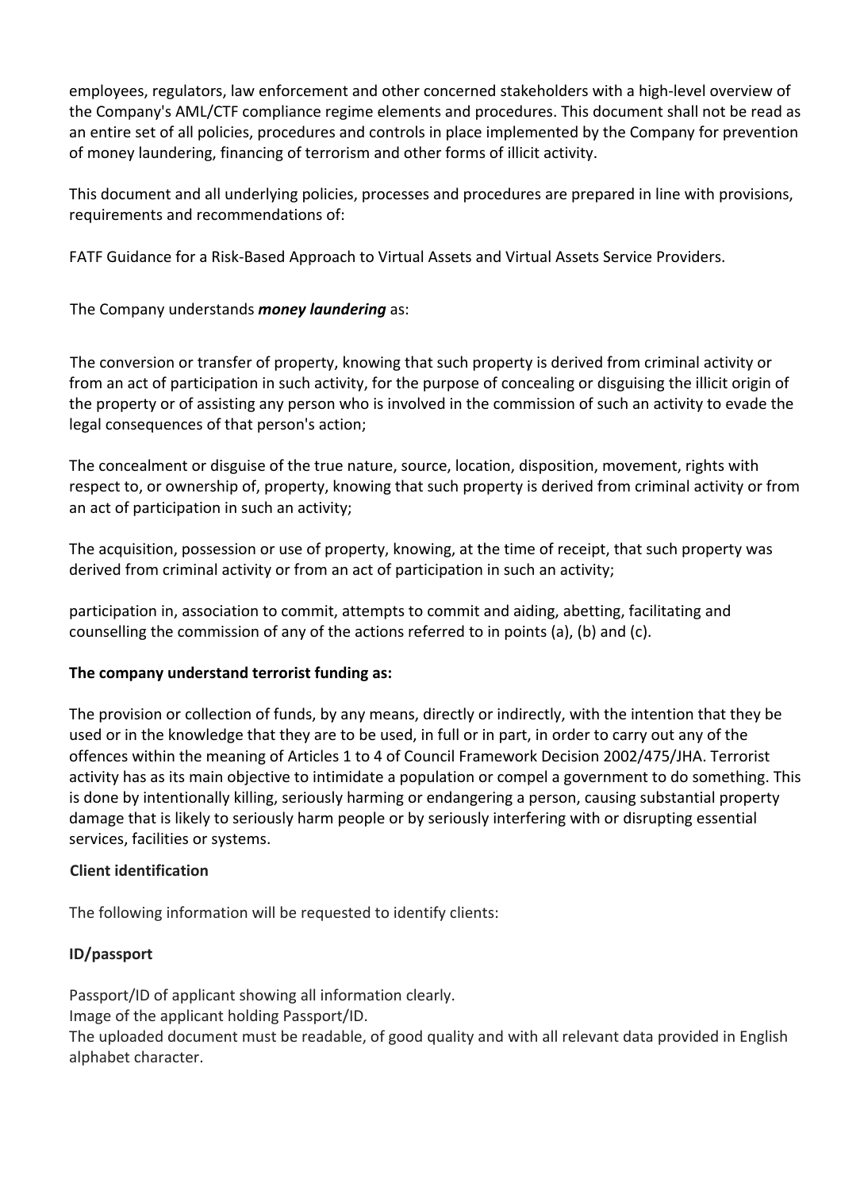employees, regulators, law enforcement and other concerned stakeholders with a high-level overview of the Company's AML/CTF compliance regime elements and procedures. This document shall not be read as an entire set of all policies, procedures and controls in place implemented by the Company for prevention of money laundering, financing of terrorism and other forms of illicit activity.

This document and all underlying policies, processes and procedures are prepared in line with provisions, requirements and recommendations of:

FATF Guidance for a Risk-Based Approach to Virtual Assets and Virtual Assets Service Providers.

The Company understands ***money laundering*** as:

The conversion or transfer of property, knowing that such property is derived from criminal activity or from an act of participation in such activity, for the purpose of concealing or disguising the illicit origin of the property or of assisting any person who is involved in the commission of such an activity to evade the legal consequences of that person's action;

The concealment or disguise of the true nature, source, location, disposition, movement, rights with respect to, or ownership of, property, knowing that such property is derived from criminal activity or from an act of participation in such an activity;

The acquisition, possession or use of property, knowing, at the time of receipt, that such property was derived from criminal activity or from an act of participation in such an activity;

participation in, association to commit, attempts to commit and aiding, abetting, facilitating and counselling the commission of any of the actions referred to in points (a), (b) and (c).

**The company understand terrorist funding as:**

The provision or collection of funds, by any means, directly or indirectly, with the intention that they be used or in the knowledge that they are to be used, in full or in part, in order to carry out any of the offences within the meaning of Articles 1 to 4 of Council Framework Decision 2002/475/JHA. Terrorist activity has as its main objective to intimidate a population or compel a government to do something. This is done by intentionally killing, seriously harming or endangering a person, causing substantial property damage that is likely to seriously harm people or by seriously interfering with or disrupting essential services, facilities or systems.

**Client identification**

The following information will be requested to identify clients:

**ID/passport**

Passport/ID of applicant showing all information clearly.
Image of the applicant holding Passport/ID.
The uploaded document must be readable, of good quality and with all relevant data provided in English alphabet character.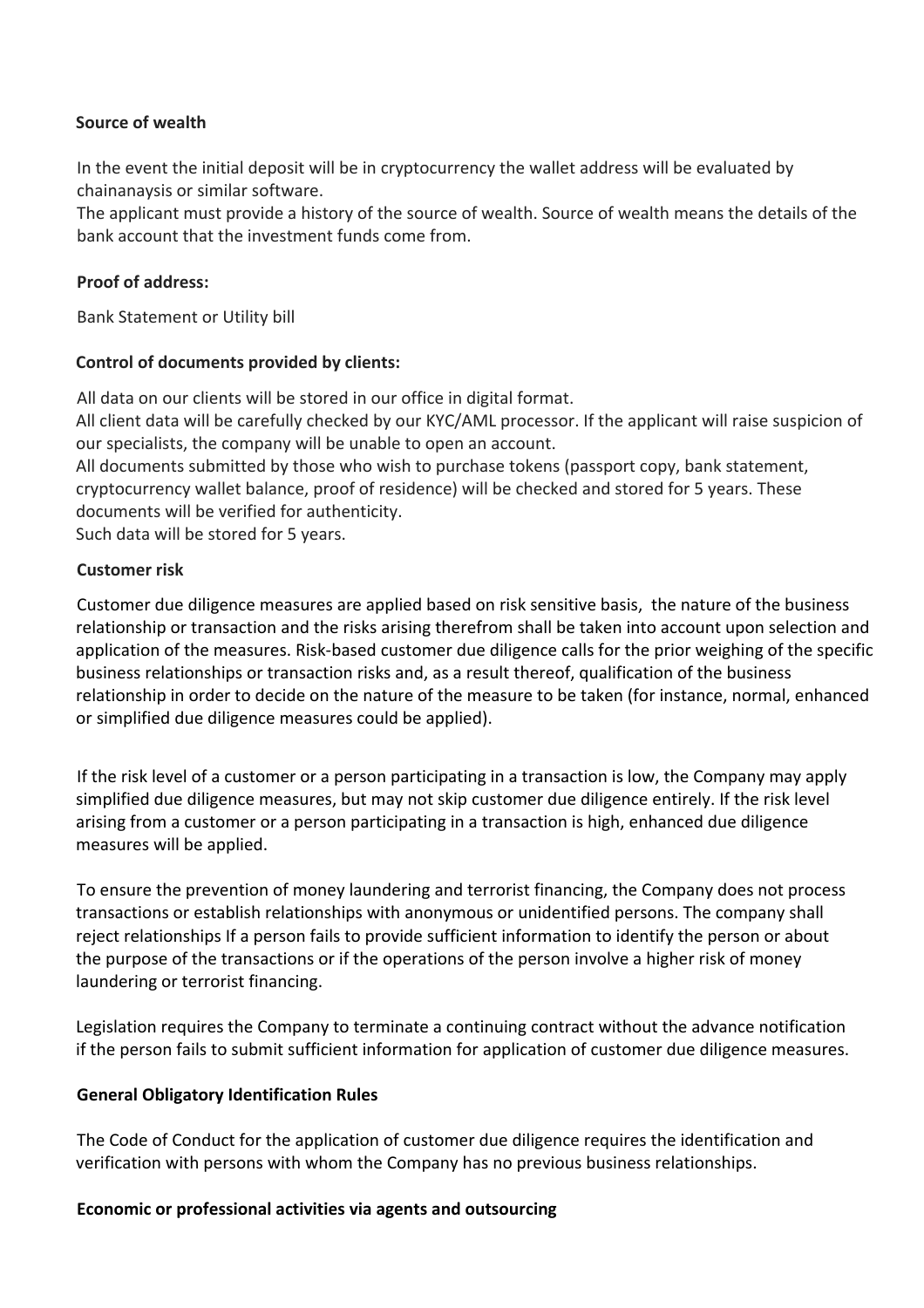**Source of wealth**

In the event the initial deposit will be in cryptocurrency the wallet address will be evaluated by chainanaysis or similar software.
The applicant must provide a history of the source of wealth. Source of wealth means the details of the bank account that the investment funds come from.

**Proof of address:**

Bank Statement or Utility bill

**Control of documents provided by clients:**

All data on our clients will be stored in our office in digital format.
All client data will be carefully checked by our KYC/AML processor. If the applicant will raise suspicion of our specialists, the company will be unable to open an account.
All documents submitted by those who wish to purchase tokens (passport copy, bank statement, cryptocurrency wallet balance, proof of residence) will be checked and stored for 5 years. These documents will be verified for authenticity.
Such data will be stored for 5 years.

**Customer risk**

Customer due diligence measures are applied based on risk sensitive basis, the nature of the business relationship or transaction and the risks arising therefrom shall be taken into account upon selection and application of the measures. Risk-based customer due diligence calls for the prior weighing of the specific business relationships or transaction risks and, as a result thereof, qualification of the business relationship in order to decide on the nature of the measure to be taken (for instance, normal, enhanced or simplified due diligence measures could be applied).

If the risk level of a customer or a person participating in a transaction is low, the Company may apply simplified due diligence measures, but may not skip customer due diligence entirely. If the risk level arising from a customer or a person participating in a transaction is high, enhanced due diligence measures will be applied.

To ensure the prevention of money laundering and terrorist financing, the Company does not process transactions or establish relationships with anonymous or unidentified persons. The company shall reject relationships If a person fails to provide sufficient information to identify the person or about the purpose of the transactions or if the operations of the person involve a higher risk of money laundering or terrorist financing.

Legislation requires the Company to terminate a continuing contract without the advance notification if the person fails to submit sufficient information for application of customer due diligence measures.

**General Obligatory Identification Rules**

The Code of Conduct for the application of customer due diligence requires the identification and verification with persons with whom the Company has no previous business relationships.

**Economic or professional activities via agents and outsourcing**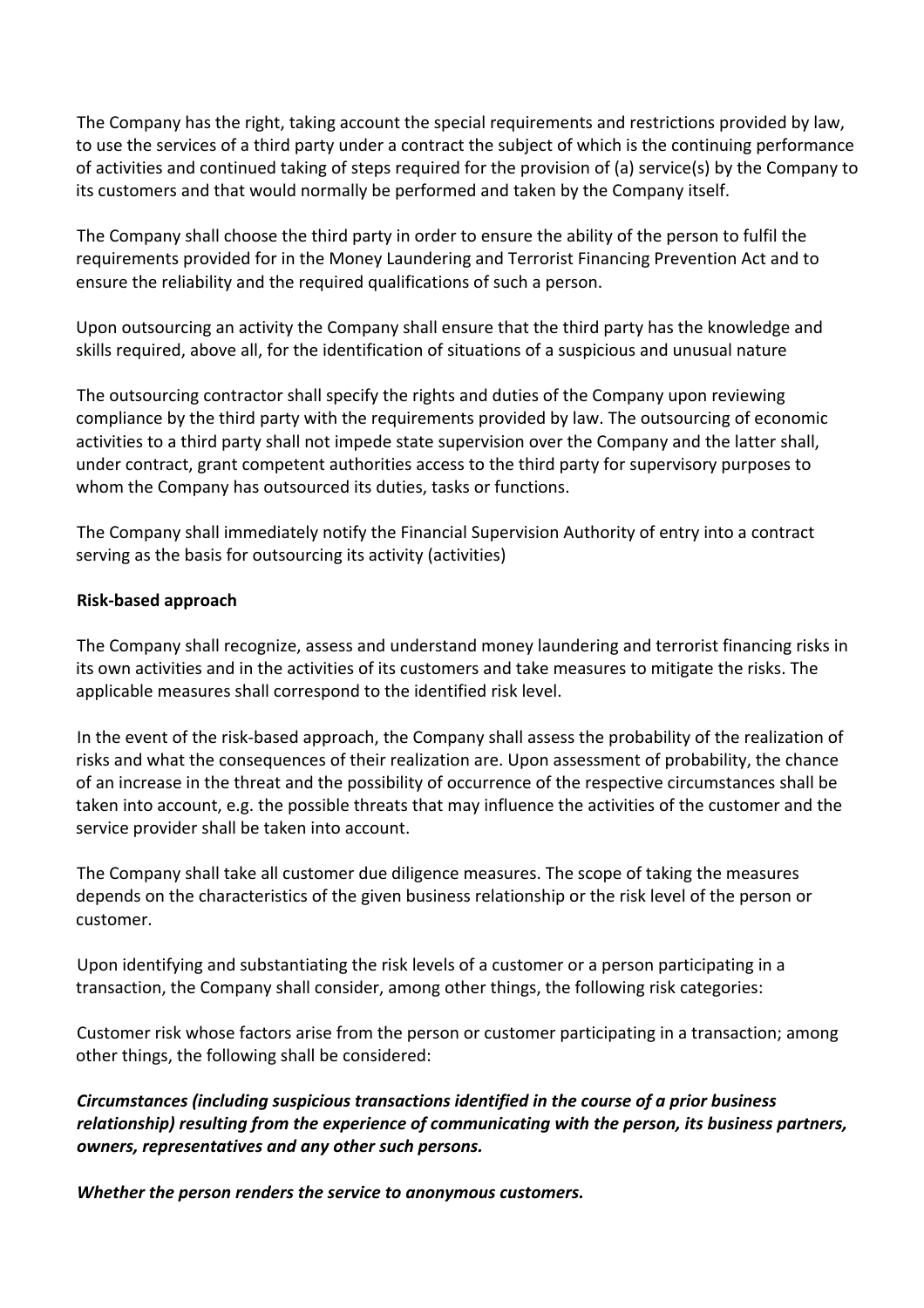The Company has the right, taking account the special requirements and restrictions provided by law, to use the services of a third party under a contract the subject of which is the continuing performance of activities and continued taking of steps required for the provision of (a) service(s) by the Company to its customers and that would normally be performed and taken by the Company itself.

The Company shall choose the third party in order to ensure the ability of the person to fulfil the requirements provided for in the Money Laundering and Terrorist Financing Prevention Act and to ensure the reliability and the required qualifications of such a person.

Upon outsourcing an activity the Company shall ensure that the third party has the knowledge and skills required, above all, for the identification of situations of a suspicious and unusual nature

The outsourcing contractor shall specify the rights and duties of the Company upon reviewing compliance by the third party with the requirements provided by law. The outsourcing of economic activities to a third party shall not impede state supervision over the Company and the latter shall, under contract, grant competent authorities access to the third party for supervisory purposes to whom the Company has outsourced its duties, tasks or functions.

The Company shall immediately notify the Financial Supervision Authority of entry into a contract serving as the basis for outsourcing its activity (activities)

**Risk-based approach**

The Company shall recognize, assess and understand money laundering and terrorist financing risks in its own activities and in the activities of its customers and take measures to mitigate the risks. The applicable measures shall correspond to the identified risk level.

In the event of the risk-based approach, the Company shall assess the probability of the realization of risks and what the consequences of their realization are. Upon assessment of probability, the chance of an increase in the threat and the possibility of occurrence of the respective circumstances shall be taken into account, e.g. the possible threats that may influence the activities of the customer and the service provider shall be taken into account.

The Company shall take all customer due diligence measures. The scope of taking the measures depends on the characteristics of the given business relationship or the risk level of the person or customer.

Upon identifying and substantiating the risk levels of a customer or a person participating in a transaction, the Company shall consider, among other things, the following risk categories:

Customer risk whose factors arise from the person or customer participating in a transaction; among other things, the following shall be considered:

***Circumstances (including suspicious transactions identified in the course of a prior business relationship) resulting from the experience of communicating with the person, its business partners, owners, representatives and any other such persons.***

***Whether the person renders the service to anonymous customers.***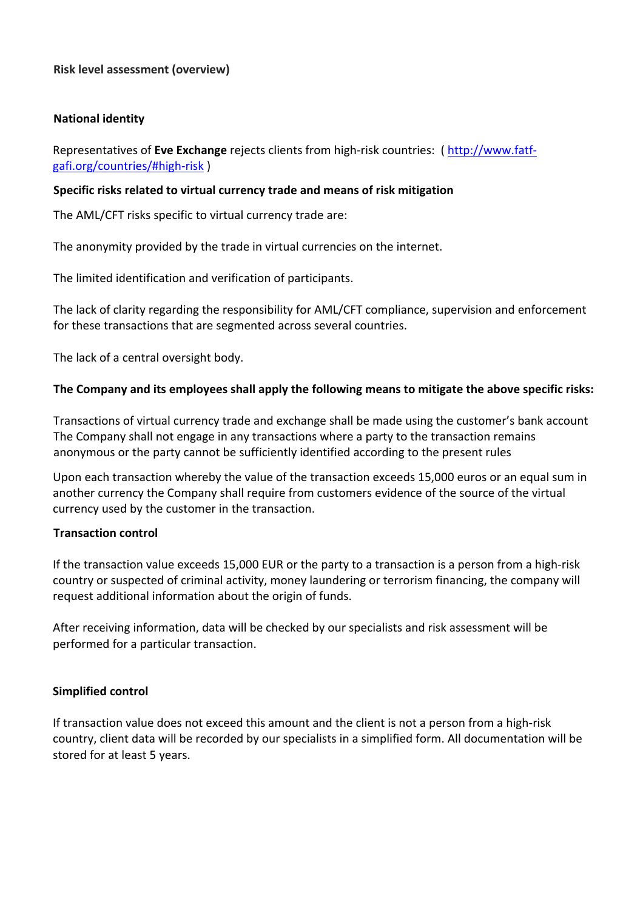**Risk level assessment (overview)**

**National identity**

Representatives of **Eve Exchange** rejects clients from high-risk countries: ( [http://www.fatf-gafi.org/countries/#high-risk](http://www.fatf-gafi.org/countries/#high-risk) )

**Specific risks related to virtual currency trade and means of risk mitigation**

The AML/CFT risks specific to virtual currency trade are:

The anonymity provided by the trade in virtual currencies on the internet.

The limited identification and verification of participants.

The lack of clarity regarding the responsibility for AML/CFT compliance, supervision and enforcement for these transactions that are segmented across several countries.

The lack of a central oversight body.

**The Company and its employees shall apply the following means to mitigate the above specific risks:**

Transactions of virtual currency trade and exchange shall be made using the customer's bank account
The Company shall not engage in any transactions where a party to the transaction remains anonymous or the party cannot be sufficiently identified according to the present rules

Upon each transaction whereby the value of the transaction exceeds 15,000 euros or an equal sum in another currency the Company shall require from customers evidence of the source of the virtual currency used by the customer in the transaction.

**Transaction control**

If the transaction value exceeds 15,000 EUR or the party to a transaction is a person from a high-risk country or suspected of criminal activity, money laundering or terrorism financing, the company will request additional information about the origin of funds.

After receiving information, data will be checked by our specialists and risk assessment will be performed for a particular transaction.

**Simplified control**

If transaction value does not exceed this amount and the client is not a person from a high-risk country, client data will be recorded by our specialists in a simplified form. All documentation will be stored for at least 5 years.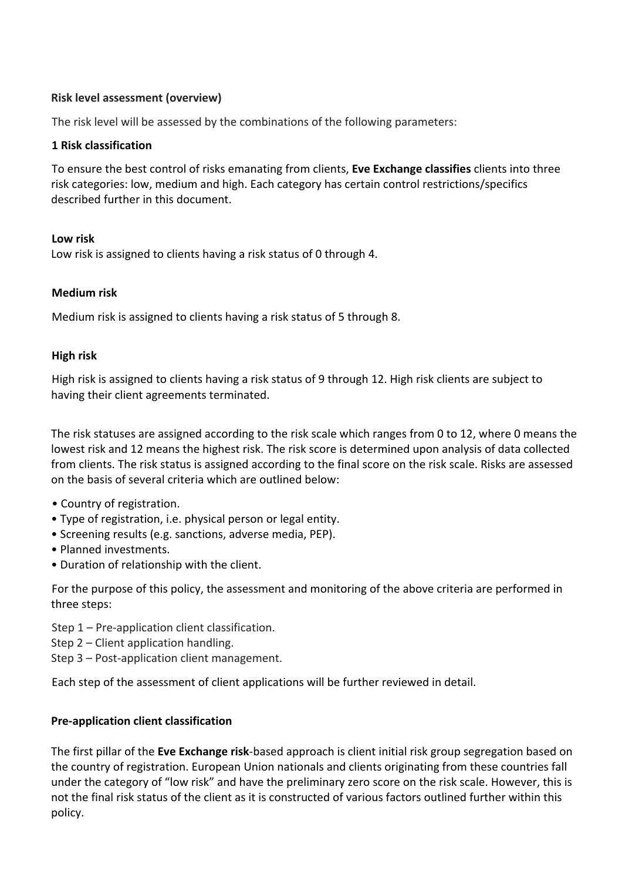**Risk level assessment (overview)**

The risk level will be assessed by the combinations of the following parameters:

**1 Risk classification**

To ensure the best control of risks emanating from clients, **Eve Exchange classifies** clients into three risk categories: low, medium and high. Each category has certain control restrictions/specifics described further in this document.

**Low risk**

Low risk is assigned to clients having a risk status of 0 through 4.

**Medium risk**

Medium risk is assigned to clients having a risk status of 5 through 8.

**High risk**

High risk is assigned to clients having a risk status of 9 through 12. High risk clients are subject to having their client agreements terminated.

The risk statuses are assigned according to the risk scale which ranges from 0 to 12, where 0 means the lowest risk and 12 means the highest risk. The risk score is determined upon analysis of data collected from clients. The risk status is assigned according to the final score on the risk scale. Risks are assessed on the basis of several criteria which are outlined below:

- Country of registration.
- Type of registration, i.e. physical person or legal entity.
- Screening results (e.g. sanctions, adverse media, PEP).
- Planned investments.
- Duration of relationship with the client.

For the purpose of this policy, the assessment and monitoring of the above criteria are performed in three steps:

Step 1 – Pre-application client classification.
Step 2 – Client application handling.
Step 3 – Post-application client management.

Each step of the assessment of client applications will be further reviewed in detail.

**Pre-application client classification**

The first pillar of the **Eve Exchange risk**-based approach is client initial risk group segregation based on the country of registration. European Union nationals and clients originating from these countries fall under the category of "low risk" and have the preliminary zero score on the risk scale. However, this is not the final risk status of the client as it is constructed of various factors outlined further within this policy.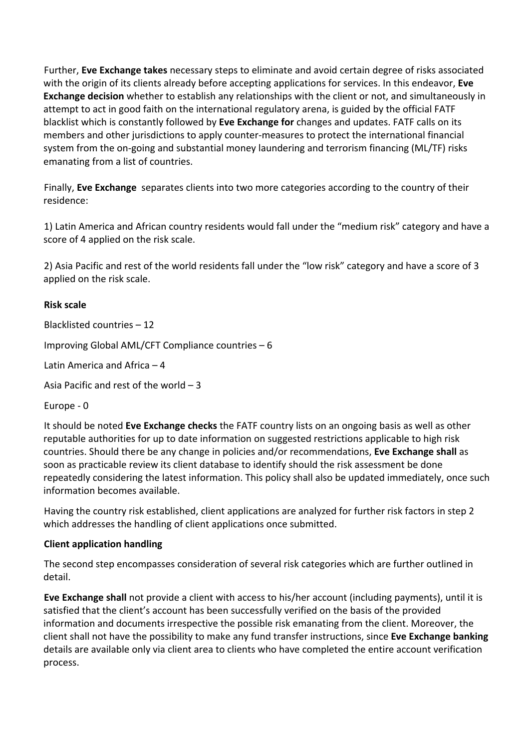Further, **Eve Exchange takes** necessary steps to eliminate and avoid certain degree of risks associated with the origin of its clients already before accepting applications for services. In this endeavor, **Eve Exchange decision** whether to establish any relationships with the client or not, and simultaneously in attempt to act in good faith on the international regulatory arena, is guided by the official FATF blacklist which is constantly followed by **Eve Exchange for** changes and updates. FATF calls on its members and other jurisdictions to apply counter-measures to protect the international financial system from the on-going and substantial money laundering and terrorism financing (ML/TF) risks emanating from a list of countries.

Finally, **Eve Exchange** separates clients into two more categories according to the country of their residence:

1) Latin America and African country residents would fall under the "medium risk" category and have a score of 4 applied on the risk scale.

2) Asia Pacific and rest of the world residents fall under the "low risk" category and have a score of 3 applied on the risk scale.

**Risk scale**

Blacklisted countries – 12

Improving Global AML/CFT Compliance countries – 6

Latin America and Africa – 4

Asia Pacific and rest of the world – 3

Europe - 0

It should be noted **Eve Exchange checks** the FATF country lists on an ongoing basis as well as other reputable authorities for up to date information on suggested restrictions applicable to high risk countries. Should there be any change in policies and/or recommendations, **Eve Exchange shall** as soon as practicable review its client database to identify should the risk assessment be done repeatedly considering the latest information. This policy shall also be updated immediately, once such information becomes available.

Having the country risk established, client applications are analyzed for further risk factors in step 2 which addresses the handling of client applications once submitted.

**Client application handling**

The second step encompasses consideration of several risk categories which are further outlined in detail.

**Eve Exchange shall** not provide a client with access to his/her account (including payments), until it is satisfied that the client's account has been successfully verified on the basis of the provided information and documents irrespective the possible risk emanating from the client. Moreover, the client shall not have the possibility to make any fund transfer instructions, since **Eve Exchange banking** details are available only via client area to clients who have completed the entire account verification process.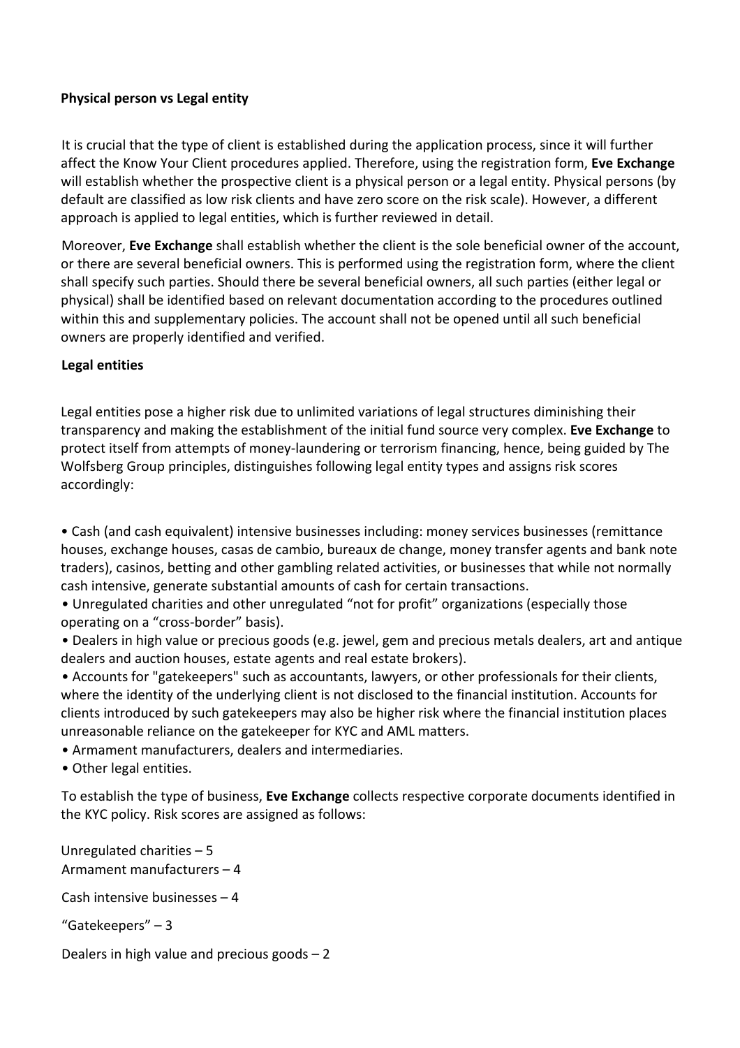**Physical person vs Legal entity**

It is crucial that the type of client is established during the application process, since it will further affect the Know Your Client procedures applied. Therefore, using the registration form, **Eve Exchange** will establish whether the prospective client is a physical person or a legal entity. Physical persons (by default are classified as low risk clients and have zero score on the risk scale). However, a different approach is applied to legal entities, which is further reviewed in detail.

Moreover, **Eve Exchange** shall establish whether the client is the sole beneficial owner of the account, or there are several beneficial owners. This is performed using the registration form, where the client shall specify such parties. Should there be several beneficial owners, all such parties (either legal or physical) shall be identified based on relevant documentation according to the procedures outlined within this and supplementary policies. The account shall not be opened until all such beneficial owners are properly identified and verified.

**Legal entities**

Legal entities pose a higher risk due to unlimited variations of legal structures diminishing their transparency and making the establishment of the initial fund source very complex. **Eve Exchange** to protect itself from attempts of money-laundering or terrorism financing, hence, being guided by The Wolfsberg Group principles, distinguishes following legal entity types and assigns risk scores accordingly:

- Cash (and cash equivalent) intensive businesses including: money services businesses (remittance houses, exchange houses, casas de cambio, bureaux de change, money transfer agents and bank note traders), casinos, betting and other gambling related activities, or businesses that while not normally cash intensive, generate substantial amounts of cash for certain transactions.
- Unregulated charities and other unregulated "not for profit" organizations (especially those operating on a "cross-border" basis).
- Dealers in high value or precious goods (e.g. jewel, gem and precious metals dealers, art and antique dealers and auction houses, estate agents and real estate brokers).
- Accounts for "gatekeepers" such as accountants, lawyers, or other professionals for their clients, where the identity of the underlying client is not disclosed to the financial institution. Accounts for clients introduced by such gatekeepers may also be higher risk where the financial institution places unreasonable reliance on the gatekeeper for KYC and AML matters.
- Armament manufacturers, dealers and intermediaries.
- Other legal entities.

To establish the type of business, **Eve Exchange** collects respective corporate documents identified in the KYC policy. Risk scores are assigned as follows:

Unregulated charities – 5
Armament manufacturers – 4

Cash intensive businesses – 4

"Gatekeepers" – 3

Dealers in high value and precious goods – 2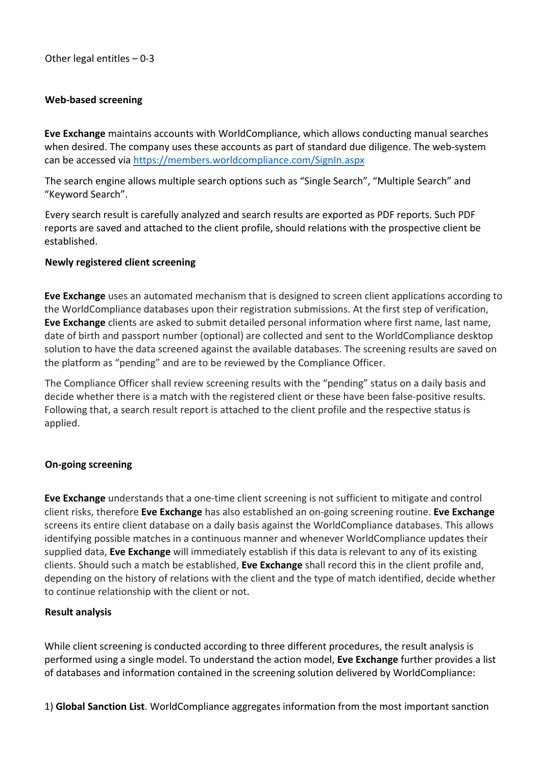Other legal entitles – 0-3

**Web-based screening**

**Eve Exchange** maintains accounts with WorldCompliance, which allows conducting manual searches when desired. The company uses these accounts as part of standard due diligence. The web-system can be accessed via https://members.worldcompliance.com/SignIn.aspx

The search engine allows multiple search options such as "Single Search", "Multiple Search" and "Keyword Search".

Every search result is carefully analyzed and search results are exported as PDF reports. Such PDF reports are saved and attached to the client profile, should relations with the prospective client be established.

**Newly registered client screening**

**Eve Exchange** uses an automated mechanism that is designed to screen client applications according to the WorldCompliance databases upon their registration submissions. At the first step of verification, **Eve Exchange** clients are asked to submit detailed personal information where first name, last name, date of birth and passport number (optional) are collected and sent to the WorldCompliance desktop solution to have the data screened against the available databases. The screening results are saved on the platform as "pending" and are to be reviewed by the Compliance Officer.

The Compliance Officer shall review screening results with the "pending" status on a daily basis and decide whether there is a match with the registered client or these have been false-positive results. Following that, a search result report is attached to the client profile and the respective status is applied.

**On-going screening**

**Eve Exchange** understands that a one-time client screening is not sufficient to mitigate and control client risks, therefore **Eve Exchange** has also established an on-going screening routine. **Eve Exchange** screens its entire client database on a daily basis against the WorldCompliance databases. This allows identifying possible matches in a continuous manner and whenever WorldCompliance updates their supplied data, **Eve Exchange** will immediately establish if this data is relevant to any of its existing clients. Should such a match be established, **Eve Exchange** shall record this in the client profile and, depending on the history of relations with the client and the type of match identified, decide whether to continue relationship with the client or not.

**Result analysis**

While client screening is conducted according to three different procedures, the result analysis is performed using a single model. To understand the action model, **Eve Exchange** further provides a list of databases and information contained in the screening solution delivered by WorldCompliance:

1) **Global Sanction List**. WorldCompliance aggregates information from the most important sanction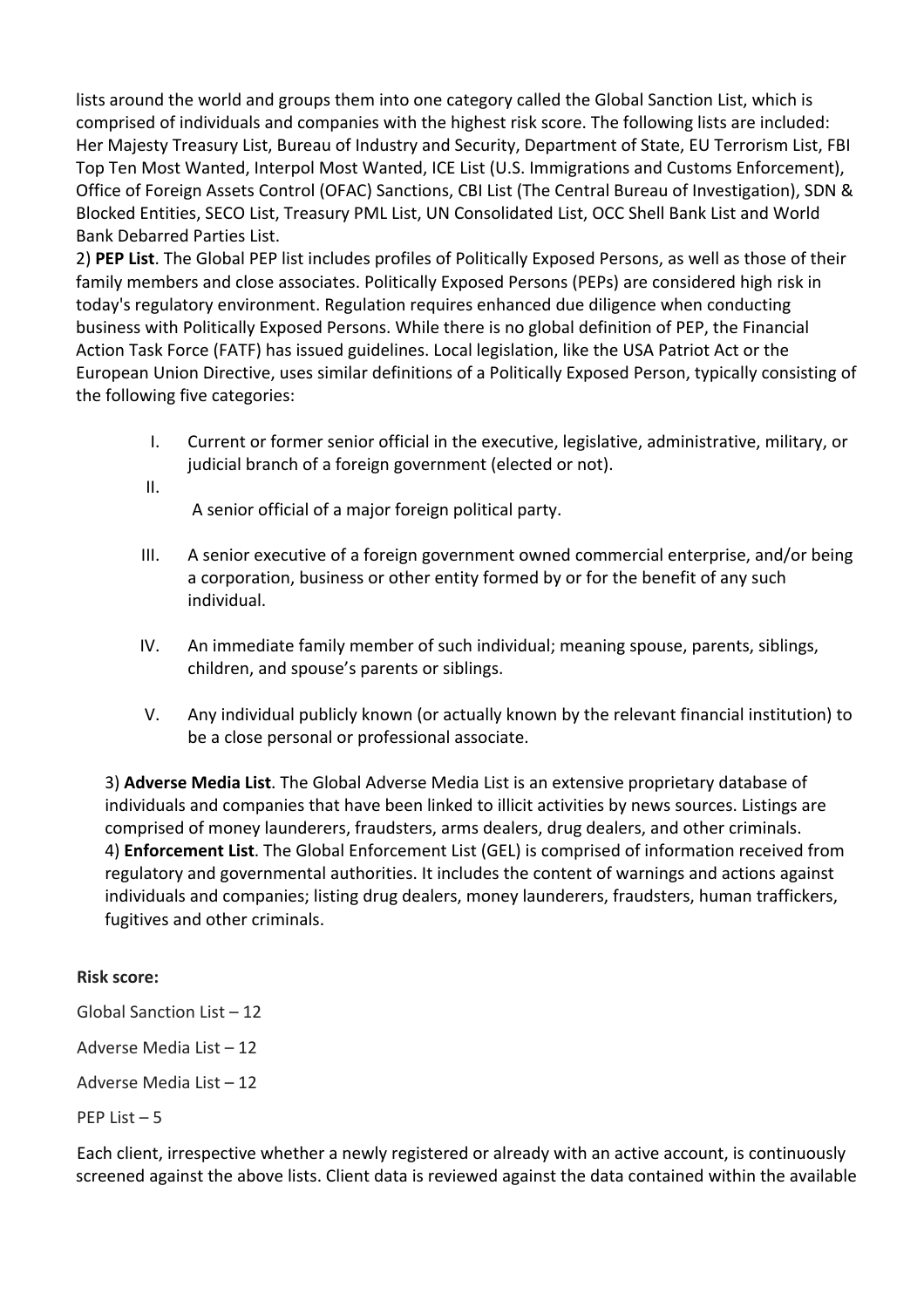lists around the world and groups them into one category called the Global Sanction List, which is comprised of individuals and companies with the highest risk score. The following lists are included: Her Majesty Treasury List, Bureau of Industry and Security, Department of State, EU Terrorism List, FBI Top Ten Most Wanted, Interpol Most Wanted, ICE List (U.S. Immigrations and Customs Enforcement), Office of Foreign Assets Control (OFAC) Sanctions, CBI List (The Central Bureau of Investigation), SDN & Blocked Entities, SECO List, Treasury PML List, UN Consolidated List, OCC Shell Bank List and World Bank Debarred Parties List.

2) **PEP List**. The Global PEP list includes profiles of Politically Exposed Persons, as well as those of their family members and close associates. Politically Exposed Persons (PEPs) are considered high risk in today's regulatory environment. Regulation requires enhanced due diligence when conducting business with Politically Exposed Persons. While there is no global definition of PEP, the Financial Action Task Force (FATF) has issued guidelines. Local legislation, like the USA Patriot Act or the European Union Directive, uses similar definitions of a Politically Exposed Person, typically consisting of the following five categories:

I. Current or former senior official in the executive, legislative, administrative, military, or judicial branch of a foreign government (elected or not).

II. A senior official of a major foreign political party.

III. A senior executive of a foreign government owned commercial enterprise, and/or being a corporation, business or other entity formed by or for the benefit of any such individual.

IV. An immediate family member of such individual; meaning spouse, parents, siblings, children, and spouse's parents or siblings.

V. Any individual publicly known (or actually known by the relevant financial institution) to be a close personal or professional associate.

3) **Adverse Media List**. The Global Adverse Media List is an extensive proprietary database of individuals and companies that have been linked to illicit activities by news sources. Listings are comprised of money launderers, fraudsters, arms dealers, drug dealers, and other criminals.

4) **Enforcement List**. The Global Enforcement List (GEL) is comprised of information received from regulatory and governmental authorities. It includes the content of warnings and actions against individuals and companies; listing drug dealers, money launderers, fraudsters, human traffickers, fugitives and other criminals.

**Risk score:**

Global Sanction List – 12

Adverse Media List – 12

Adverse Media List – 12

PEP List – 5

Each client, irrespective whether a newly registered or already with an active account, is continuously screened against the above lists. Client data is reviewed against the data contained within the available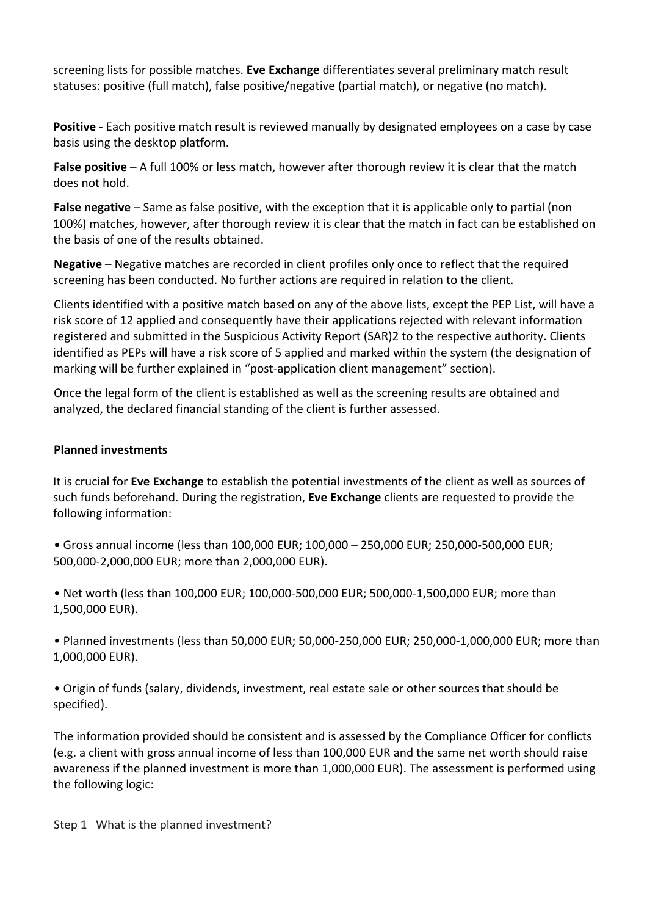screening lists for possible matches. **Eve Exchange** differentiates several preliminary match result statuses: positive (full match), false positive/negative (partial match), or negative (no match).

**Positive** - Each positive match result is reviewed manually by designated employees on a case by case basis using the desktop platform.

**False positive** – A full 100% or less match, however after thorough review it is clear that the match does not hold.

**False negative** – Same as false positive, with the exception that it is applicable only to partial (non 100%) matches, however, after thorough review it is clear that the match in fact can be established on the basis of one of the results obtained.

**Negative** – Negative matches are recorded in client profiles only once to reflect that the required screening has been conducted. No further actions are required in relation to the client.

Clients identified with a positive match based on any of the above lists, except the PEP List, will have a risk score of 12 applied and consequently have their applications rejected with relevant information registered and submitted in the Suspicious Activity Report (SAR)2 to the respective authority. Clients identified as PEPs will have a risk score of 5 applied and marked within the system (the designation of marking will be further explained in "post-application client management" section).

Once the legal form of the client is established as well as the screening results are obtained and analyzed, the declared financial standing of the client is further assessed.

**Planned investments**

It is crucial for **Eve Exchange** to establish the potential investments of the client as well as sources of such funds beforehand. During the registration, **Eve Exchange** clients are requested to provide the following information:

- Gross annual income (less than 100,000 EUR; 100,000 – 250,000 EUR; 250,000-500,000 EUR; 500,000-2,000,000 EUR; more than 2,000,000 EUR).
- Net worth (less than 100,000 EUR; 100,000-500,000 EUR; 500,000-1,500,000 EUR; more than 1,500,000 EUR).
- Planned investments (less than 50,000 EUR; 50,000-250,000 EUR; 250,000-1,000,000 EUR; more than 1,000,000 EUR).
- Origin of funds (salary, dividends, investment, real estate sale or other sources that should be specified).

The information provided should be consistent and is assessed by the Compliance Officer for conflicts (e.g. a client with gross annual income of less than 100,000 EUR and the same net worth should raise awareness if the planned investment is more than 1,000,000 EUR). The assessment is performed using the following logic:

Step 1 What is the planned investment?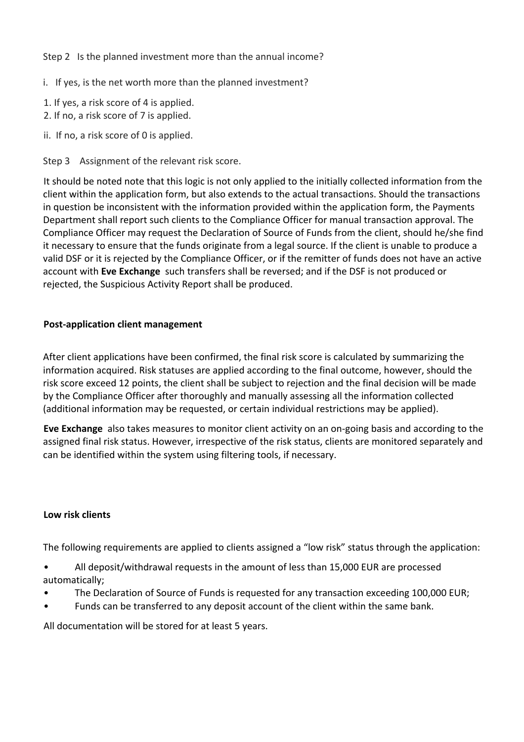Step 2 Is the planned investment more than the annual income?

i. If yes, is the net worth more than the planned investment?

1. If yes, a risk score of 4 is applied.
2. If no, a risk score of 7 is applied.

ii. If no, a risk score of 0 is applied.

Step 3 Assignment of the relevant risk score.

It should be noted note that this logic is not only applied to the initially collected information from the client within the application form, but also extends to the actual transactions. Should the transactions in question be inconsistent with the information provided within the application form, the Payments Department shall report such clients to the Compliance Officer for manual transaction approval. The Compliance Officer may request the Declaration of Source of Funds from the client, should he/she find it necessary to ensure that the funds originate from a legal source. If the client is unable to produce a valid DSF or it is rejected by the Compliance Officer, or if the remitter of funds does not have an active account with **Eve Exchange** such transfers shall be reversed; and if the DSF is not produced or rejected, the Suspicious Activity Report shall be produced.

**Post-application client management**

After client applications have been confirmed, the final risk score is calculated by summarizing the information acquired. Risk statuses are applied according to the final outcome, however, should the risk score exceed 12 points, the client shall be subject to rejection and the final decision will be made by the Compliance Officer after thoroughly and manually assessing all the information collected (additional information may be requested, or certain individual restrictions may be applied).

**Eve Exchange** also takes measures to monitor client activity on an on-going basis and according to the assigned final risk status. However, irrespective of the risk status, clients are monitored separately and can be identified within the system using filtering tools, if necessary.

**Low risk clients**

The following requirements are applied to clients assigned a "low risk" status through the application:

- All deposit/withdrawal requests in the amount of less than 15,000 EUR are processed automatically;
- The Declaration of Source of Funds is requested for any transaction exceeding 100,000 EUR;
- Funds can be transferred to any deposit account of the client within the same bank.

All documentation will be stored for at least 5 years.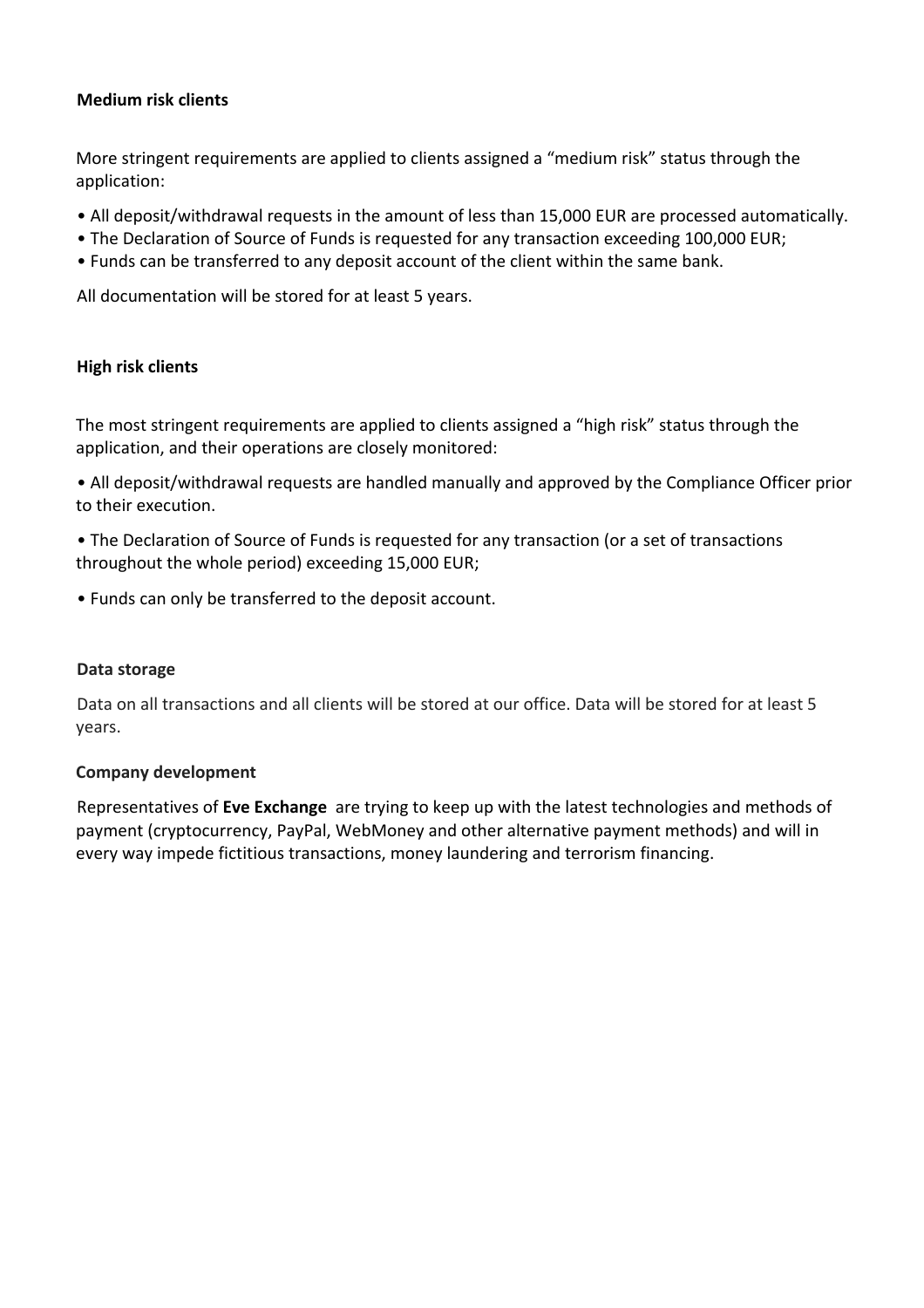**Medium risk clients**

More stringent requirements are applied to clients assigned a “medium risk” status through the application:

- All deposit/withdrawal requests in the amount of less than 15,000 EUR are processed automatically.
- The Declaration of Source of Funds is requested for any transaction exceeding 100,000 EUR;
- Funds can be transferred to any deposit account of the client within the same bank.

All documentation will be stored for at least 5 years.

**High risk clients**

The most stringent requirements are applied to clients assigned a “high risk” status through the application, and their operations are closely monitored:

- All deposit/withdrawal requests are handled manually and approved by the Compliance Officer prior to their execution.
- The Declaration of Source of Funds is requested for any transaction (or a set of transactions throughout the whole period) exceeding 15,000 EUR;
- Funds can only be transferred to the deposit account.

**Data storage**

Data on all transactions and all clients will be stored at our office. Data will be stored for at least 5 years.

**Company development**

Representatives of **Eve Exchange** are trying to keep up with the latest technologies and methods of payment (cryptocurrency, PayPal, WebMoney and other alternative payment methods) and will in every way impede fictitious transactions, money laundering and terrorism financing.